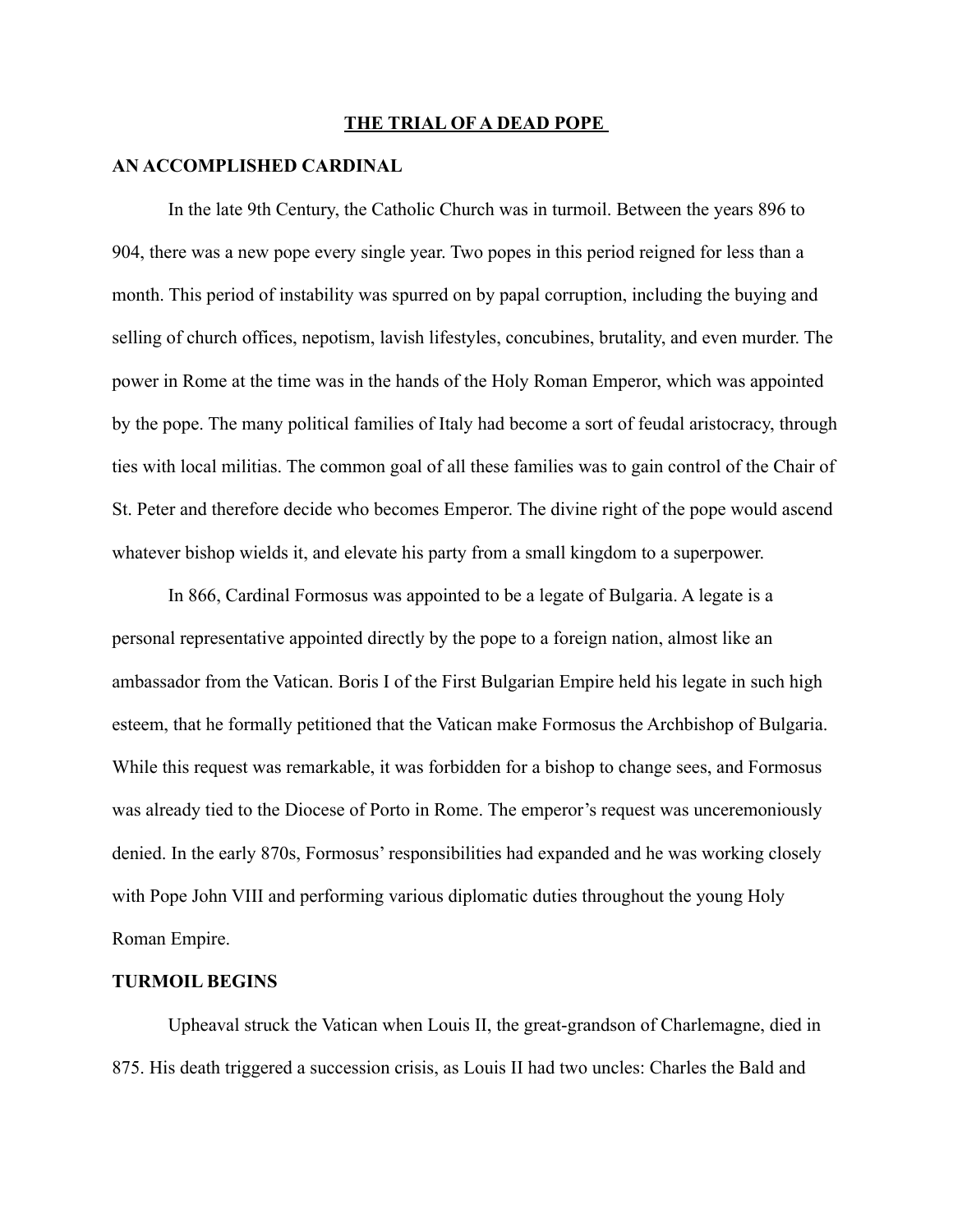# THE TRIAL OF A DEAD POPE

## AN ACCOMPLISHED CARDINAL

In the late 9th Century, the Catholic Church was in turmoil. Between the years 896 to 904, there was a new pope every single year. Two popes in this period reigned for less than a month. This period of instability was spurred on by papal corruption, including the buying and selling of church offices, nepotism, lavish lifestyles, concubines, brutality, and even murder. The power in Rome at the time was in the hands of the Holy Roman Emperor, which was appointed by the pope. The many political families of Italy had become a sort of feudal aristocracy, through ties with local militias. The common goal of all these families was to gain control of the Chair of St. Peter and therefore decide who becomes Emperor. The divine right of the pope would ascend whatever bishop wields it, and elevate his party from a small kingdom to a superpower.

In 866, Cardinal Formosus was appointed to be a legate of Bulgaria. A legate is a personal representative appointed directly by the pope to a foreign nation, almost like an ambassador from the Vatican. Boris I of the First Bulgarian Empire held his legate in such high esteem, that he formally petitioned that the Vatican make Formosus the Archbishop of Bulgaria. While this request was remarkable, it was forbidden for a bishop to change sees, and Formosus was already tied to the Diocese of Porto in Rome. The emperor's request was unceremoniously denied. In the early 870s, Formosus' responsibilities had expanded and he was working closely with Pope John VIII and performing various diplomatic duties throughout the young Holy Roman Empire.

## TURMOIL BEGINS

Upheaval struck the Vatican when Louis II, the great-grandson of Charlemagne, died in 875. His death triggered a succession crisis, as Louis II had two uncles: Charles the Bald and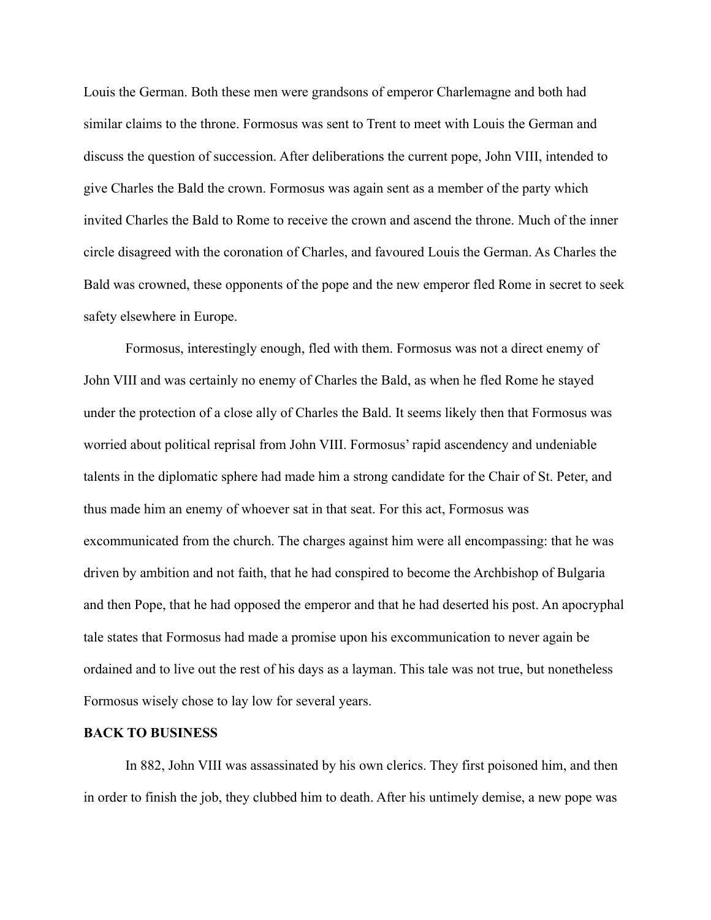Louis the German. Both these men were grandsons of emperor Charlemagne and both had similar claims to the throne. Formosus was sent to Trent to meet with Louis the German and discuss the question of succession. After deliberations the current pope, John VIII, intended to give Charles the Bald the crown. Formosus was again sent as a member of the party which invited Charles the Bald to Rome to receive the crown and ascend the throne. Much of the inner circle disagreed with the coronation of Charles, and favoured Louis the German. As Charles the Bald was crowned, these opponents of the pope and the new emperor fled Rome in secret to seek safety elsewhere in Europe.

Formosus, interestingly enough, fled with them. Formosus was not a direct enemy of John VIII and was certainly no enemy of Charles the Bald, as when he fled Rome he stayed under the protection of a close ally of Charles the Bald. It seems likely then that Formosus was worried about political reprisal from John VIII. Formosus' rapid ascendency and undeniable talents in the diplomatic sphere had made him a strong candidate for the Chair of St. Peter, and thus made him an enemy of whoever sat in that seat. For this act, Formosus was excommunicated from the church. The charges against him were all encompassing: that he was driven by ambition and not faith, that he had conspired to become the Archbishop of Bulgaria and then Pope, that he had opposed the emperor and that he had deserted his post. An apocryphal tale states that Formosus had made a promise upon his excommunication to never again be ordained and to live out the rest of his days as a layman. This tale was not true, but nonetheless Formosus wisely chose to lay low for several years.

**BACK TO BUSINESS**

In 882, John VIII was assassinated by his own clerics. They first poisoned him, and then in order to finish the job, they clubbed him to death. After his untimely demise, a new pope was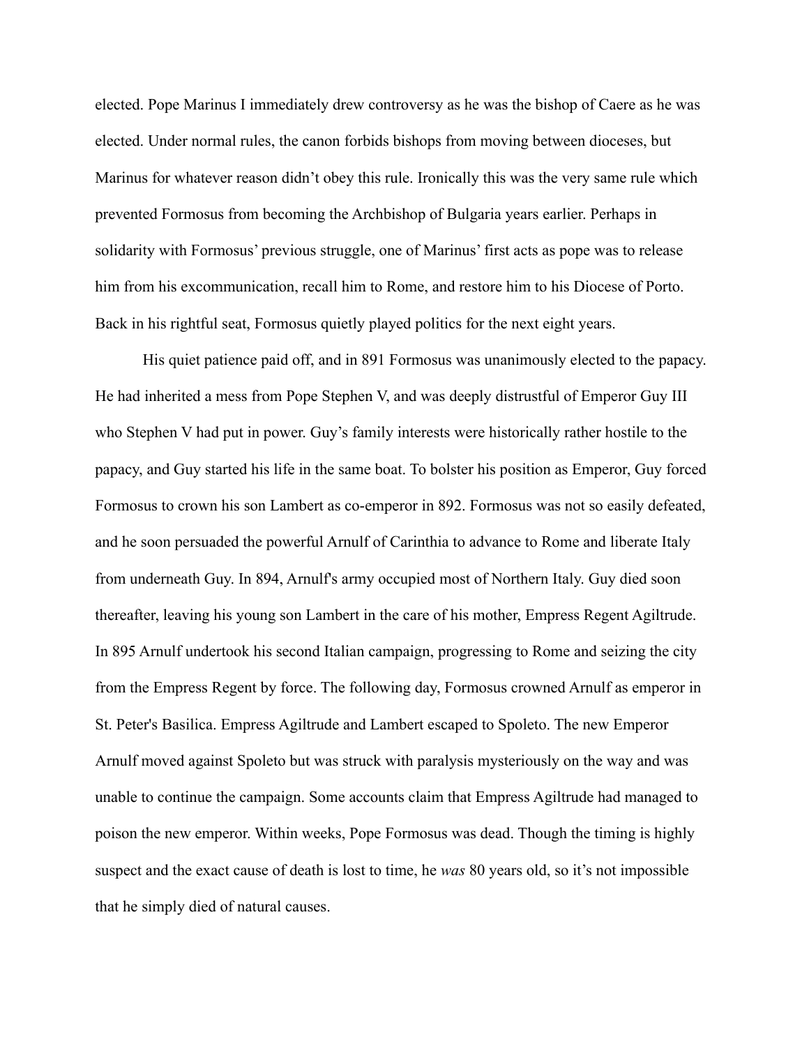elected. Pope Marinus I immediately drew controversy as he was the bishop of Caere as he was elected. Under normal rules, the canon forbids bishops from moving between dioceses, but Marinus for whatever reason didn't obey this rule. Ironically this was the very same rule which prevented Formosus from becoming the Archbishop of Bulgaria years earlier. Perhaps in solidarity with Formosus' previous struggle, one of Marinus' first acts as pope was to release him from his excommunication, recall him to Rome, and restore him to his Diocese of Porto. Back in his rightful seat, Formosus quietly played politics for the next eight years.

His quiet patience paid off, and in 891 Formosus was unanimously elected to the papacy. He had inherited a mess from Pope Stephen V, and was deeply distrustful of Emperor Guy III who Stephen V had put in power. Guy's family interests were historically rather hostile to the papacy, and Guy started his life in the same boat. To bolster his position as Emperor, Guy forced Formosus to crown his son Lambert as co-emperor in 892. Formosus was not so easily defeated, and he soon persuaded the powerful Arnulf of Carinthia to advance to Rome and liberate Italy from underneath Guy. In 894, Arnulf's army occupied most of Northern Italy. Guy died soon thereafter, leaving his young son Lambert in the care of his mother, Empress Regent Agiltrude. In 895 Arnulf undertook his second Italian campaign, progressing to Rome and seizing the city from the Empress Regent by force. The following day, Formosus crowned Arnulf as emperor in St. Peter's Basilica. Empress Agiltrude and Lambert escaped to Spoleto. The new Emperor Arnulf moved against Spoleto but was struck with paralysis mysteriously on the way and was unable to continue the campaign. Some accounts claim that Empress Agiltrude had managed to poison the new emperor. Within weeks, Pope Formosus was dead. Though the timing is highly suspect and the exact cause of death is lost to time, he *was* 80 years old, so it's not impossible that he simply died of natural causes.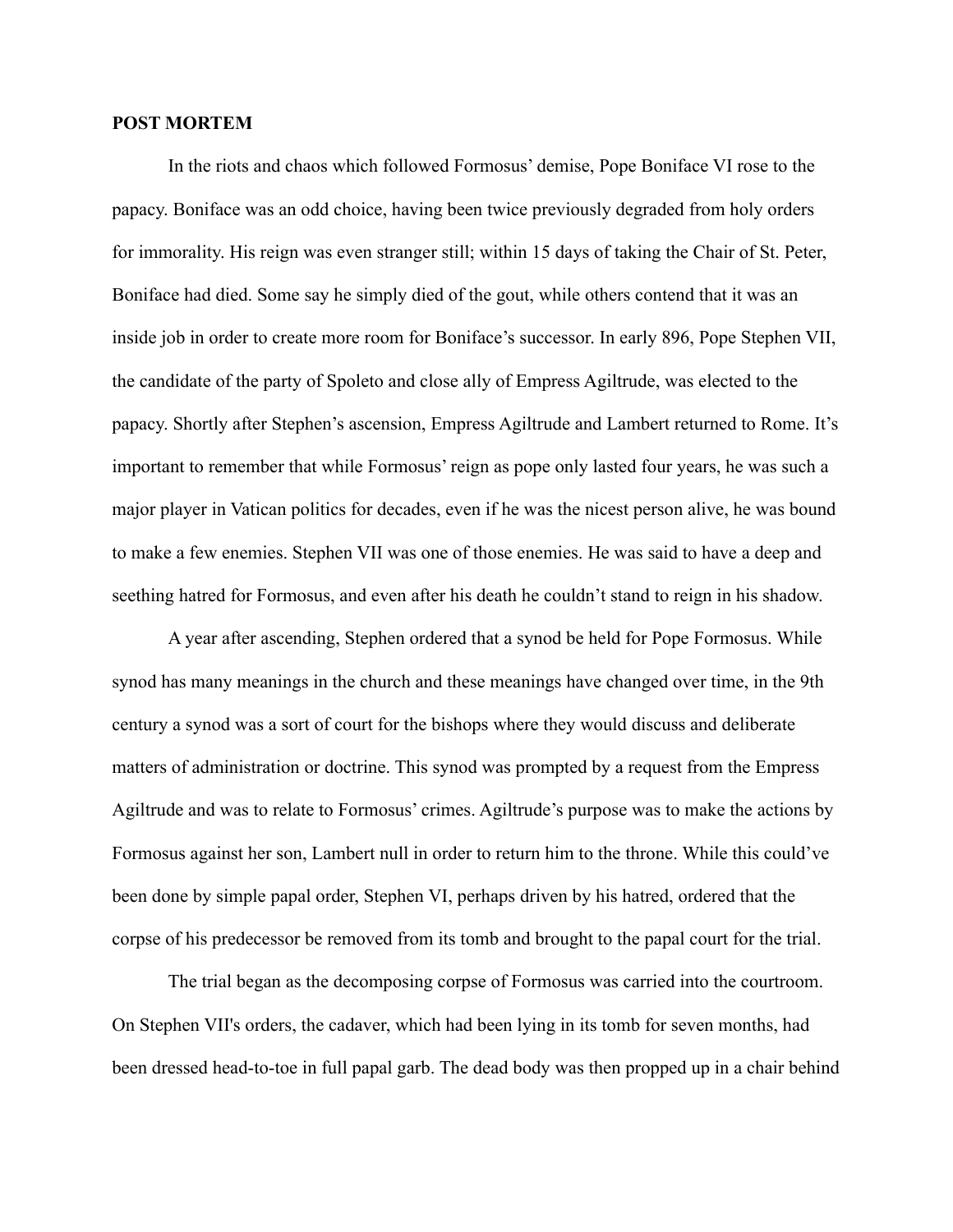**POST MORTEM**

In the riots and chaos which followed Formosus' demise, Pope Boniface VI rose to the papacy. Boniface was an odd choice, having been twice previously degraded from holy orders for immorality. His reign was even stranger still; within 15 days of taking the Chair of St. Peter, Boniface had died. Some say he simply died of the gout, while others contend that it was an inside job in order to create more room for Boniface's successor. In early 896, Pope Stephen VII, the candidate of the party of Spoleto and close ally of Empress Agiltrude, was elected to the papacy. Shortly after Stephen's ascension, Empress Agiltrude and Lambert returned to Rome. It's important to remember that while Formosus' reign as pope only lasted four years, he was such a major player in Vatican politics for decades, even if he was the nicest person alive, he was bound to make a few enemies. Stephen VII was one of those enemies. He was said to have a deep and seething hatred for Formosus, and even after his death he couldn't stand to reign in his shadow.

A year after ascending, Stephen ordered that a synod be held for Pope Formosus. While synod has many meanings in the church and these meanings have changed over time, in the 9th century a synod was a sort of court for the bishops where they would discuss and deliberate matters of administration or doctrine. This synod was prompted by a request from the Empress Agiltrude and was to relate to Formosus' crimes. Agiltrude's purpose was to make the actions by Formosus against her son, Lambert null in order to return him to the throne. While this could've been done by simple papal order, Stephen VI, perhaps driven by his hatred, ordered that the corpse of his predecessor be removed from its tomb and brought to the papal court for the trial.

The trial began as the decomposing corpse of Formosus was carried into the courtroom. On Stephen VII's orders, the cadaver, which had been lying in its tomb for seven months, had been dressed head-to-toe in full papal garb. The dead body was then propped up in a chair behind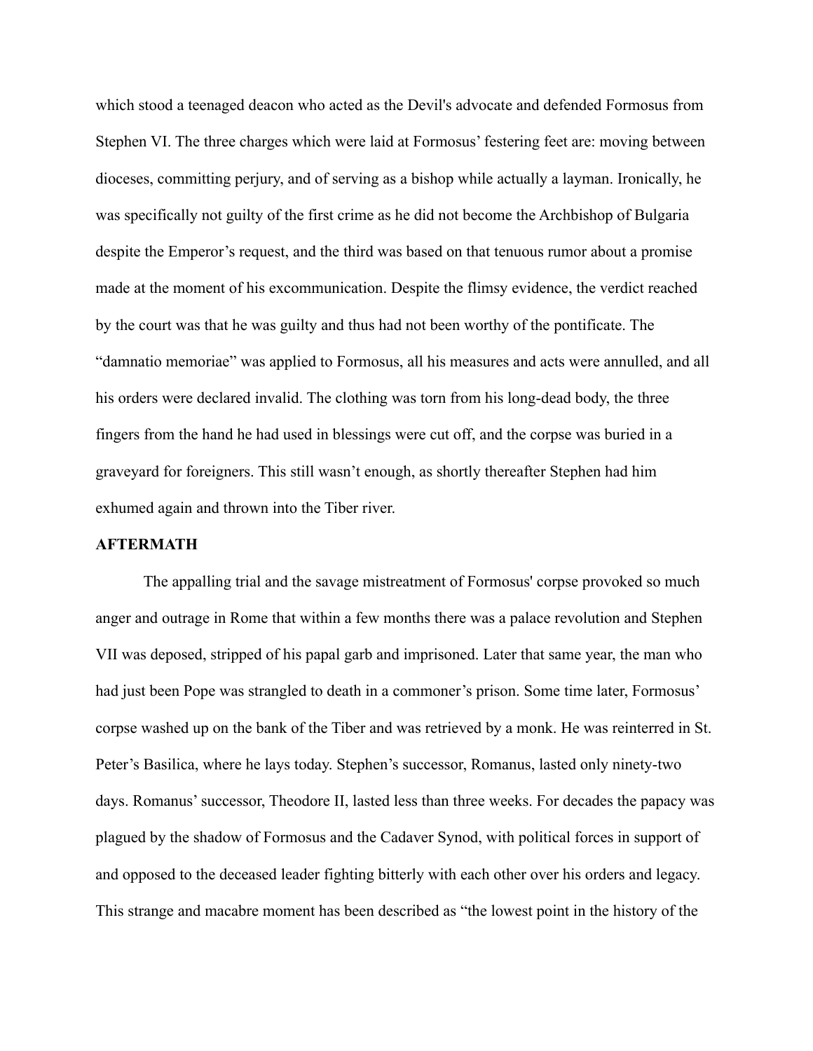which stood a teenaged deacon who acted as the Devil's advocate and defended Formosus from Stephen VI. The three charges which were laid at Formosus' festering feet are: moving between dioceses, committing perjury, and of serving as a bishop while actually a layman. Ironically, he was specifically not guilty of the first crime as he did not become the Archbishop of Bulgaria despite the Emperor's request, and the third was based on that tenuous rumor about a promise made at the moment of his excommunication. Despite the flimsy evidence, the verdict reached by the court was that he was guilty and thus had not been worthy of the pontificate. The "damnatio memoriae" was applied to Formosus, all his measures and acts were annulled, and all his orders were declared invalid. The clothing was torn from his long-dead body, the three fingers from the hand he had used in blessings were cut off, and the corpse was buried in a graveyard for foreigners. This still wasn't enough, as shortly thereafter Stephen had him exhumed again and thrown into the Tiber river.

**AFTERMATH**

The appalling trial and the savage mistreatment of Formosus' corpse provoked so much anger and outrage in Rome that within a few months there was a palace revolution and Stephen VII was deposed, stripped of his papal garb and imprisoned. Later that same year, the man who had just been Pope was strangled to death in a commoner's prison. Some time later, Formosus' corpse washed up on the bank of the Tiber and was retrieved by a monk. He was reinterred in St. Peter's Basilica, where he lays today. Stephen's successor, Romanus, lasted only ninety-two days. Romanus' successor, Theodore II, lasted less than three weeks. For decades the papacy was plagued by the shadow of Formosus and the Cadaver Synod, with political forces in support of and opposed to the deceased leader fighting bitterly with each other over his orders and legacy. This strange and macabre moment has been described as "the lowest point in the history of the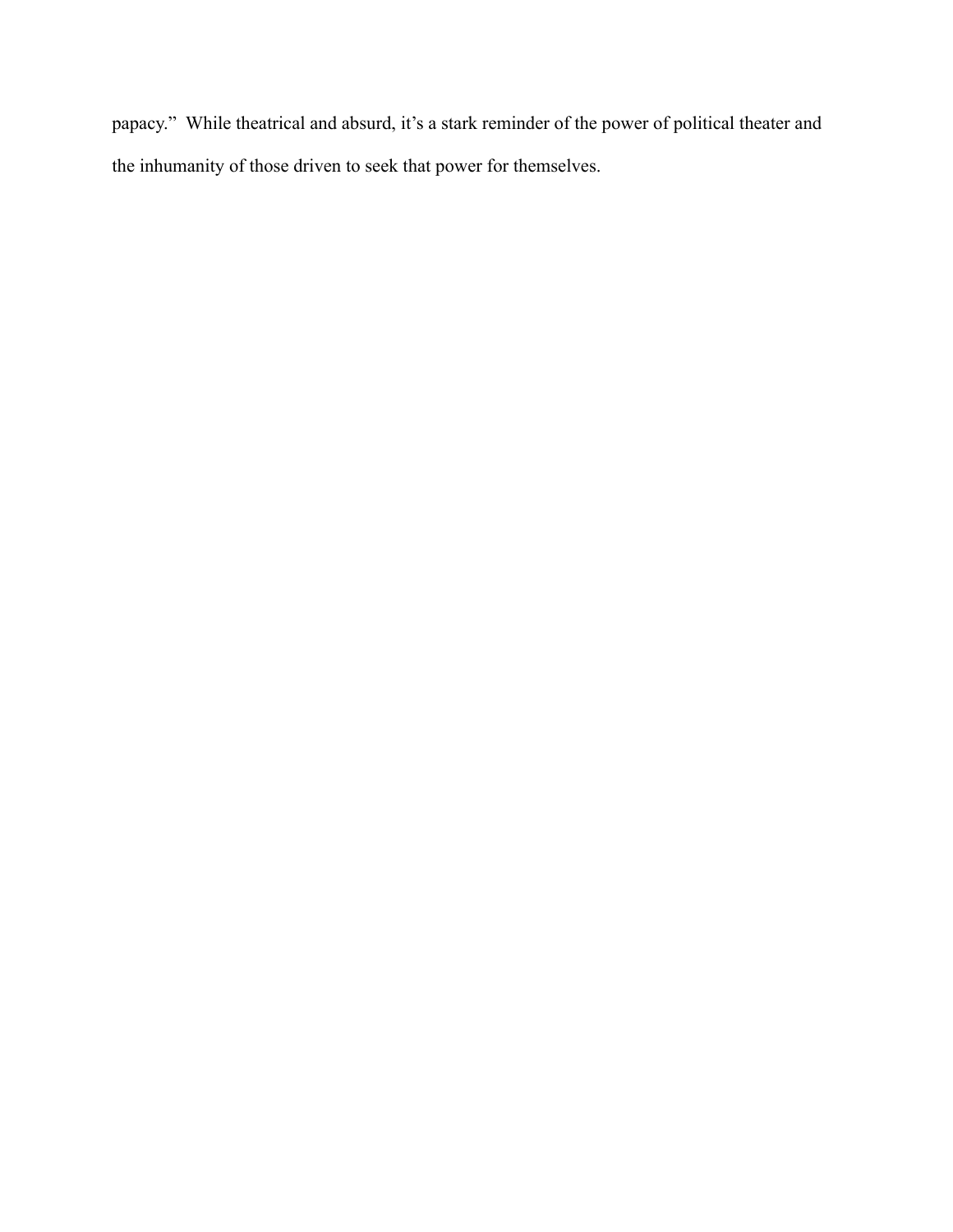papacy." While theatrical and absurd, it's a stark reminder of the power of political theater and the inhumanity of those driven to seek that power for themselves.